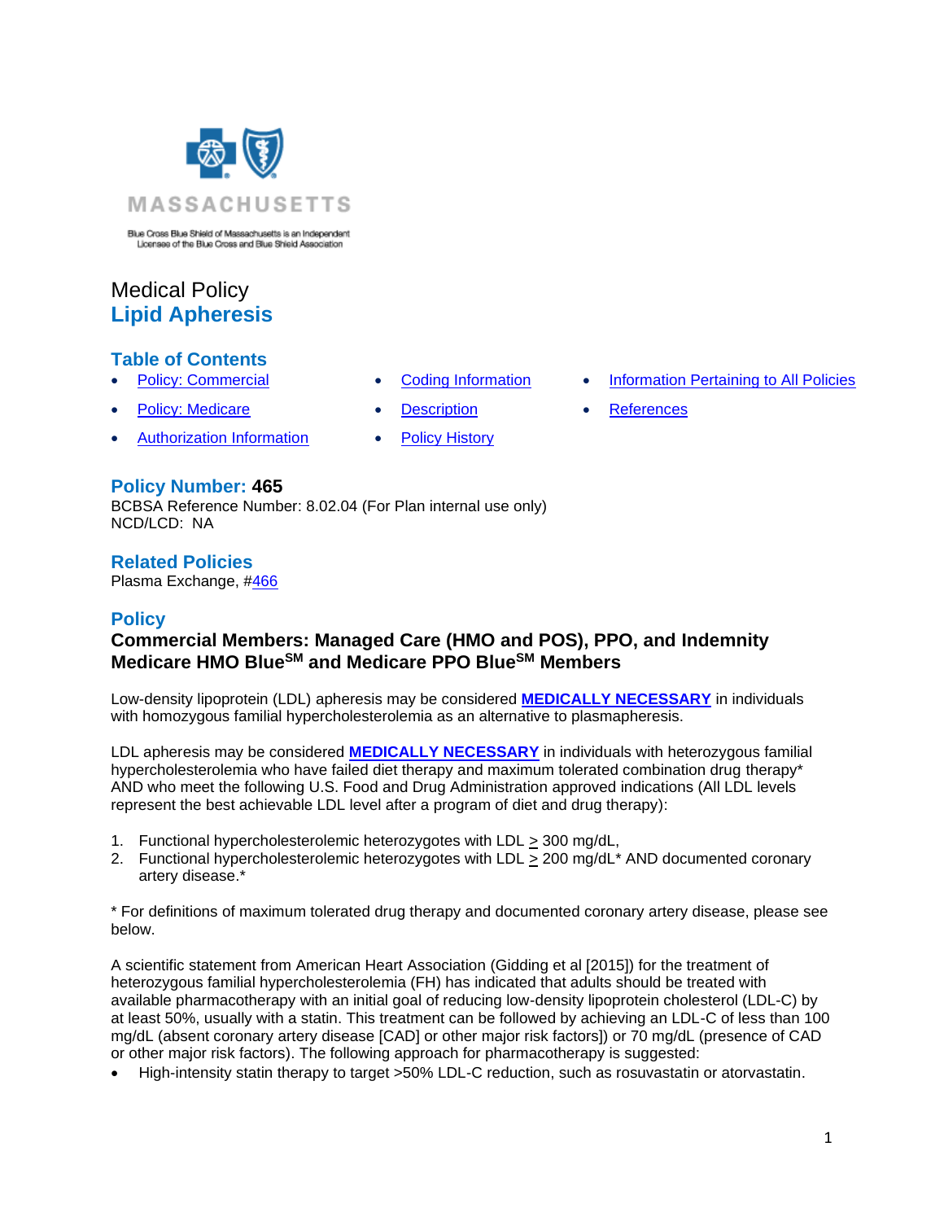MASSACHUSETTS

Blue Cross Blue Shield of Massachusetts is an Independent Licensee of the Blue Cross and Blue Shield Association

# Medical Policy
# Lipid Apheresis

## Table of Contents

- Policy: Commercial
- Policy: Medicare
- Authorization Information
- Coding Information
- Description
- Policy History
- Information Pertaining to All Policies
- References

## Policy Number: 465

BCBSA Reference Number: 8.02.04 (For Plan internal use only)
NCD/LCD: NA

## Related Policies

Plasma Exchange, #466

## Policy

### Commercial Members: Managed Care (HMO and POS), PPO, and Indemnity
### Medicare HMO Blue℠ and Medicare PPO Blue℠ Members

Low-density lipoprotein (LDL) apheresis may be considered **MEDICALLY NECESSARY** in individuals with homozygous familial hypercholesterolemia as an alternative to plasmapheresis.

LDL apheresis may be considered **MEDICALLY NECESSARY** in individuals with heterozygous familial hypercholesterolemia who have failed diet therapy and maximum tolerated combination drug therapy* AND who meet the following U.S. Food and Drug Administration approved indications (All LDL levels represent the best achievable LDL level after a program of diet and drug therapy):

1. Functional hypercholesterolemic heterozygotes with LDL ≥ 300 mg/dL,
2. Functional hypercholesterolemic heterozygotes with LDL ≥ 200 mg/dL* AND documented coronary artery disease.*

* For definitions of maximum tolerated drug therapy and documented coronary artery disease, please see below.

A scientific statement from American Heart Association (Gidding et al [2015]) for the treatment of heterozygous familial hypercholesterolemia (FH) has indicated that adults should be treated with available pharmacotherapy with an initial goal of reducing low-density lipoprotein cholesterol (LDL-C) by at least 50%, usually with a statin. This treatment can be followed by achieving an LDL-C of less than 100 mg/dL (absent coronary artery disease [CAD] or other major risk factors]) or 70 mg/dL (presence of CAD or other major risk factors). The following approach for pharmacotherapy is suggested:

- High-intensity statin therapy to target >50% LDL-C reduction, such as rosuvastatin or atorvastatin.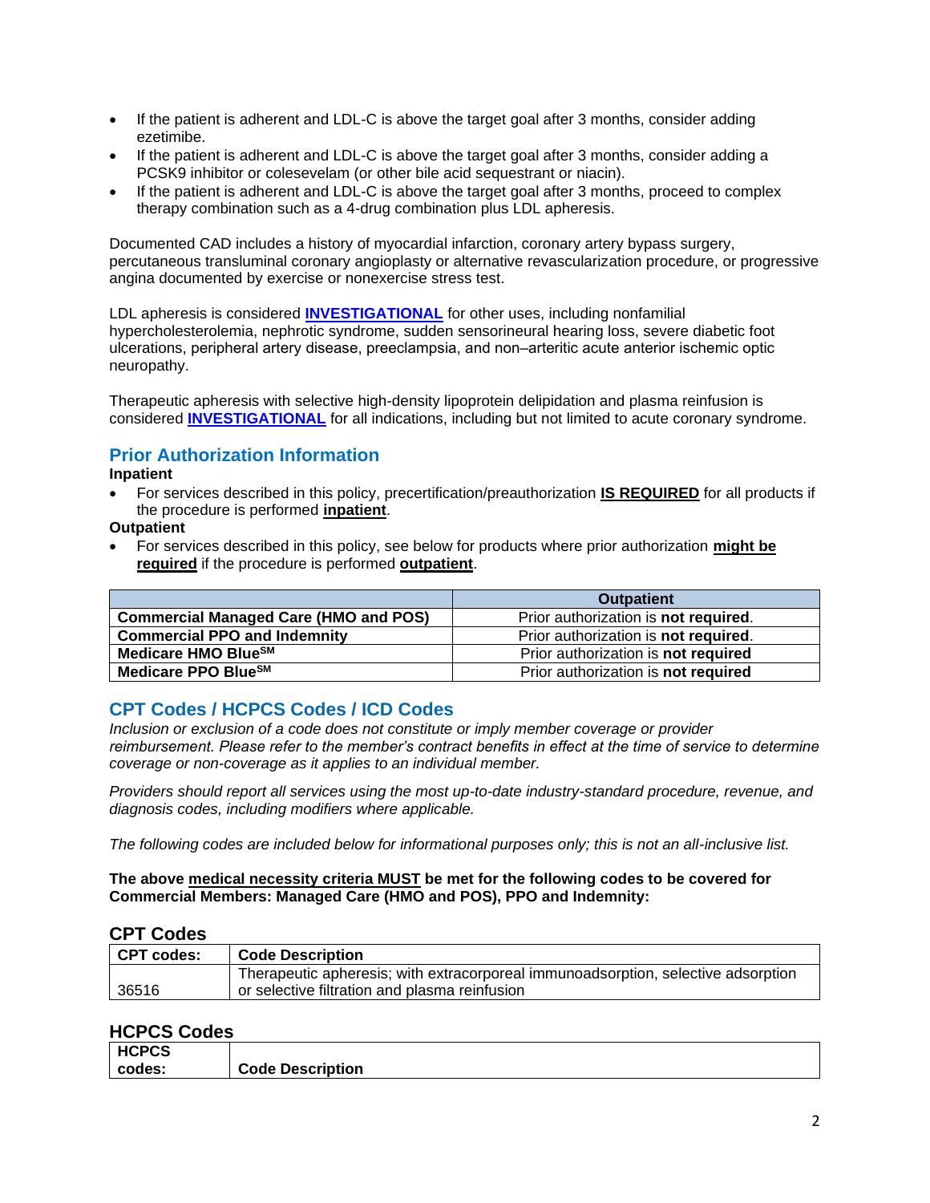- If the patient is adherent and LDL-C is above the target goal after 3 months, consider adding ezetimibe.
- If the patient is adherent and LDL-C is above the target goal after 3 months, consider adding a PCSK9 inhibitor or colesevelam (or other bile acid sequestrant or niacin).
- If the patient is adherent and LDL-C is above the target goal after 3 months, proceed to complex therapy combination such as a 4-drug combination plus LDL apheresis.

Documented CAD includes a history of myocardial infarction, coronary artery bypass surgery, percutaneous transluminal coronary angioplasty or alternative revascularization procedure, or progressive angina documented by exercise or nonexercise stress test.

LDL apheresis is considered **INVESTIGATIONAL** for other uses, including nonfamilial hypercholesterolemia, nephrotic syndrome, sudden sensorineural hearing loss, severe diabetic foot ulcerations, peripheral artery disease, preeclampsia, and non–arteritic acute anterior ischemic optic neuropathy.

Therapeutic apheresis with selective high-density lipoprotein delipidation and plasma reinfusion is considered **INVESTIGATIONAL** for all indications, including but not limited to acute coronary syndrome.

## Prior Authorization Information

**Inpatient**

- For services described in this policy, precertification/preauthorization **IS REQUIRED** for all products if the procedure is performed **inpatient**.

**Outpatient**

- For services described in this policy, see below for products where prior authorization **might be required** if the procedure is performed **outpatient**.

| | Outpatient |
|---|---|
| **Commercial Managed Care (HMO and POS)** | Prior authorization is **not required**. |
| **Commercial PPO and Indemnity** | Prior authorization is **not required**. |
| **Medicare HMO Blue℠** | Prior authorization is **not required** |
| **Medicare PPO Blue℠** | Prior authorization is **not required** |

## CPT Codes / HCPCS Codes / ICD Codes

*Inclusion or exclusion of a code does not constitute or imply member coverage or provider reimbursement. Please refer to the member's contract benefits in effect at the time of service to determine coverage or non-coverage as it applies to an individual member.*

*Providers should report all services using the most up-to-date industry-standard procedure, revenue, and diagnosis codes, including modifiers where applicable.*

*The following codes are included below for informational purposes only; this is not an all-inclusive list.*

**The above medical necessity criteria MUST be met for the following codes to be covered for Commercial Members: Managed Care (HMO and POS), PPO and Indemnity:**

### CPT Codes

| CPT codes: | Code Description |
|---|---|
| 36516 | Therapeutic apheresis; with extracorporeal immunoadsorption, selective adsorption or selective filtration and plasma reinfusion |

### HCPCS Codes

| HCPCS codes: | Code Description |
|---|---|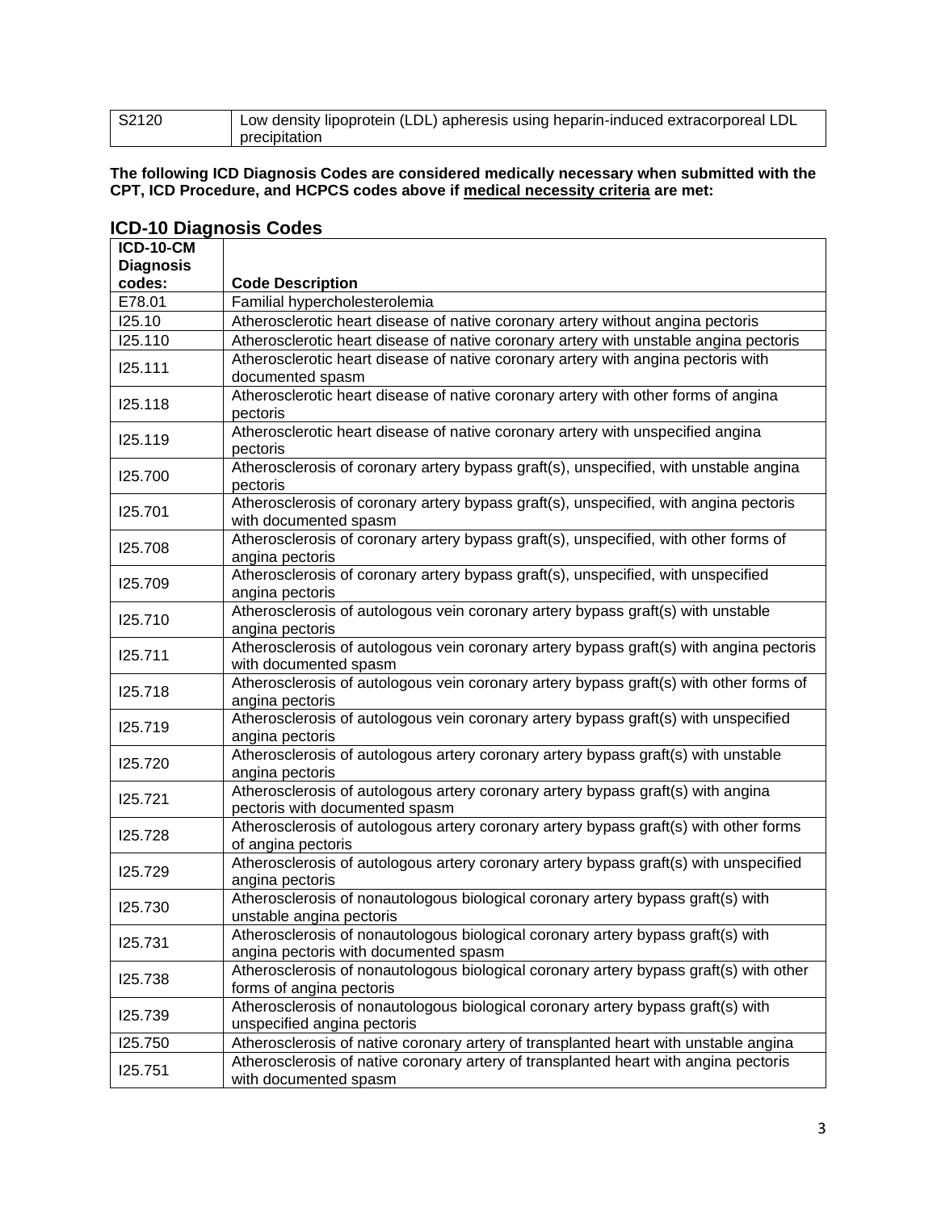| S2120 | Low density lipoprotein (LDL) apheresis using heparin-induced extracorporeal LDL precipitation |
|---|---|

**The following ICD Diagnosis Codes are considered medically necessary when submitted with the CPT, ICD Procedure, and HCPCS codes above if medical necessity criteria are met:**

## ICD-10 Diagnosis Codes

| ICD-10-CM Diagnosis codes: | Code Description |
|---|---|
| E78.01 | Familial hypercholesterolemia |
| I25.10 | Atherosclerotic heart disease of native coronary artery without angina pectoris |
| I25.110 | Atherosclerotic heart disease of native coronary artery with unstable angina pectoris |
| I25.111 | Atherosclerotic heart disease of native coronary artery with angina pectoris with documented spasm |
| I25.118 | Atherosclerotic heart disease of native coronary artery with other forms of angina pectoris |
| I25.119 | Atherosclerotic heart disease of native coronary artery with unspecified angina pectoris |
| I25.700 | Atherosclerosis of coronary artery bypass graft(s), unspecified, with unstable angina pectoris |
| I25.701 | Atherosclerosis of coronary artery bypass graft(s), unspecified, with angina pectoris with documented spasm |
| I25.708 | Atherosclerosis of coronary artery bypass graft(s), unspecified, with other forms of angina pectoris |
| I25.709 | Atherosclerosis of coronary artery bypass graft(s), unspecified, with unspecified angina pectoris |
| I25.710 | Atherosclerosis of autologous vein coronary artery bypass graft(s) with unstable angina pectoris |
| I25.711 | Atherosclerosis of autologous vein coronary artery bypass graft(s) with angina pectoris with documented spasm |
| I25.718 | Atherosclerosis of autologous vein coronary artery bypass graft(s) with other forms of angina pectoris |
| I25.719 | Atherosclerosis of autologous vein coronary artery bypass graft(s) with unspecified angina pectoris |
| I25.720 | Atherosclerosis of autologous artery coronary artery bypass graft(s) with unstable angina pectoris |
| I25.721 | Atherosclerosis of autologous artery coronary artery bypass graft(s) with angina pectoris with documented spasm |
| I25.728 | Atherosclerosis of autologous artery coronary artery bypass graft(s) with other forms of angina pectoris |
| I25.729 | Atherosclerosis of autologous artery coronary artery bypass graft(s) with unspecified angina pectoris |
| I25.730 | Atherosclerosis of nonautologous biological coronary artery bypass graft(s) with unstable angina pectoris |
| I25.731 | Atherosclerosis of nonautologous biological coronary artery bypass graft(s) with angina pectoris with documented spasm |
| I25.738 | Atherosclerosis of nonautologous biological coronary artery bypass graft(s) with other forms of angina pectoris |
| I25.739 | Atherosclerosis of nonautologous biological coronary artery bypass graft(s) with unspecified angina pectoris |
| I25.750 | Atherosclerosis of native coronary artery of transplanted heart with unstable angina |
| I25.751 | Atherosclerosis of native coronary artery of transplanted heart with angina pectoris with documented spasm |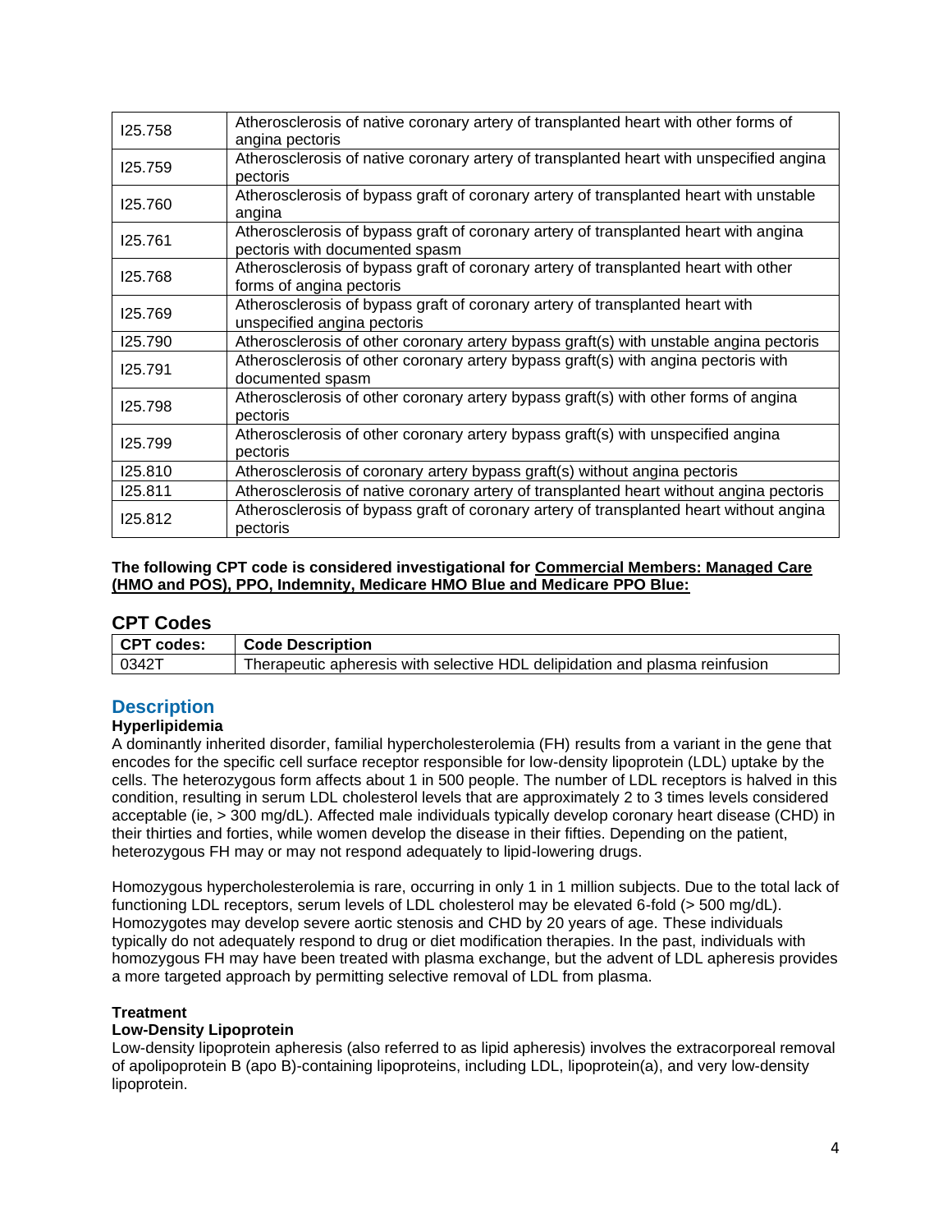| | |
|---|---|
| I25.758 | Atherosclerosis of native coronary artery of transplanted heart with other forms of angina pectoris |
| I25.759 | Atherosclerosis of native coronary artery of transplanted heart with unspecified angina pectoris |
| I25.760 | Atherosclerosis of bypass graft of coronary artery of transplanted heart with unstable angina |
| I25.761 | Atherosclerosis of bypass graft of coronary artery of transplanted heart with angina pectoris with documented spasm |
| I25.768 | Atherosclerosis of bypass graft of coronary artery of transplanted heart with other forms of angina pectoris |
| I25.769 | Atherosclerosis of bypass graft of coronary artery of transplanted heart with unspecified angina pectoris |
| I25.790 | Atherosclerosis of other coronary artery bypass graft(s) with unstable angina pectoris |
| I25.791 | Atherosclerosis of other coronary artery bypass graft(s) with angina pectoris with documented spasm |
| I25.798 | Atherosclerosis of other coronary artery bypass graft(s) with other forms of angina pectoris |
| I25.799 | Atherosclerosis of other coronary artery bypass graft(s) with unspecified angina pectoris |
| I25.810 | Atherosclerosis of coronary artery bypass graft(s) without angina pectoris |
| I25.811 | Atherosclerosis of native coronary artery of transplanted heart without angina pectoris |
| I25.812 | Atherosclerosis of bypass graft of coronary artery of transplanted heart without angina pectoris |

**The following CPT code is considered investigational for Commercial Members: Managed Care (HMO and POS), PPO, Indemnity, Medicare HMO Blue and Medicare PPO Blue:**

## CPT Codes

| CPT codes: | Code Description |
|---|---|
| 0342T | Therapeutic apheresis with selective HDL delipidation and plasma reinfusion |

## Description

**Hyperlipidemia**

A dominantly inherited disorder, familial hypercholesterolemia (FH) results from a variant in the gene that encodes for the specific cell surface receptor responsible for low-density lipoprotein (LDL) uptake by the cells. The heterozygous form affects about 1 in 500 people. The number of LDL receptors is halved in this condition, resulting in serum LDL cholesterol levels that are approximately 2 to 3 times levels considered acceptable (ie, > 300 mg/dL). Affected male individuals typically develop coronary heart disease (CHD) in their thirties and forties, while women develop the disease in their fifties. Depending on the patient, heterozygous FH may or may not respond adequately to lipid-lowering drugs.

Homozygous hypercholesterolemia is rare, occurring in only 1 in 1 million subjects. Due to the total lack of functioning LDL receptors, serum levels of LDL cholesterol may be elevated 6-fold (> 500 mg/dL). Homozygotes may develop severe aortic stenosis and CHD by 20 years of age. These individuals typically do not adequately respond to drug or diet modification therapies. In the past, individuals with homozygous FH may have been treated with plasma exchange, but the advent of LDL apheresis provides a more targeted approach by permitting selective removal of LDL from plasma.

**Treatment**

**Low-Density Lipoprotein**

Low-density lipoprotein apheresis (also referred to as lipid apheresis) involves the extracorporeal removal of apolipoprotein B (apo B)-containing lipoproteins, including LDL, lipoprotein(a), and very low-density lipoprotein.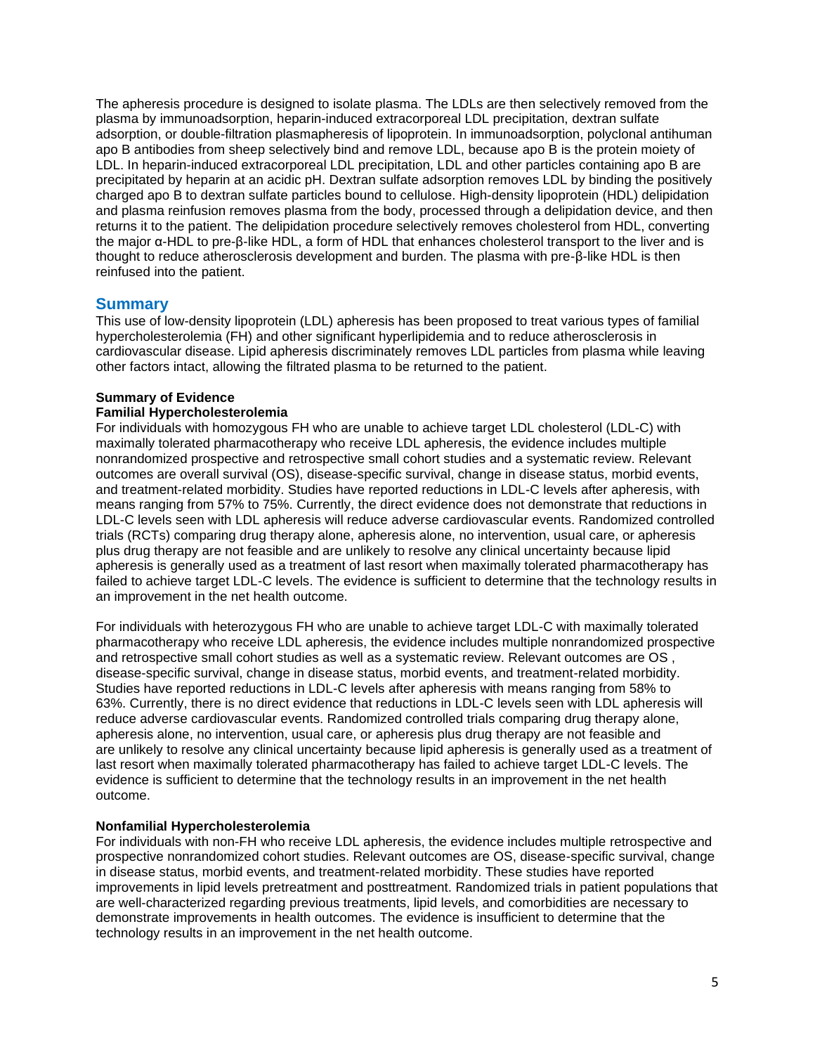The apheresis procedure is designed to isolate plasma. The LDLs are then selectively removed from the plasma by immunoadsorption, heparin-induced extracorporeal LDL precipitation, dextran sulfate adsorption, or double-filtration plasmapheresis of lipoprotein. In immunoadsorption, polyclonal antihuman apo B antibodies from sheep selectively bind and remove LDL, because apo B is the protein moiety of LDL. In heparin-induced extracorporeal LDL precipitation, LDL and other particles containing apo B are precipitated by heparin at an acidic pH. Dextran sulfate adsorption removes LDL by binding the positively charged apo B to dextran sulfate particles bound to cellulose. High-density lipoprotein (HDL) delipidation and plasma reinfusion removes plasma from the body, processed through a delipidation device, and then returns it to the patient. The delipidation procedure selectively removes cholesterol from HDL, converting the major α-HDL to pre-β-like HDL, a form of HDL that enhances cholesterol transport to the liver and is thought to reduce atherosclerosis development and burden. The plasma with pre-β-like HDL is then reinfused into the patient.

## Summary

This use of low-density lipoprotein (LDL) apheresis has been proposed to treat various types of familial hypercholesterolemia (FH) and other significant hyperlipidemia and to reduce atherosclerosis in cardiovascular disease. Lipid apheresis discriminately removes LDL particles from plasma while leaving other factors intact, allowing the filtrated plasma to be returned to the patient.

**Summary of Evidence**

**Familial Hypercholesterolemia**

For individuals with homozygous FH who are unable to achieve target LDL cholesterol (LDL-C) with maximally tolerated pharmacotherapy who receive LDL apheresis, the evidence includes multiple nonrandomized prospective and retrospective small cohort studies and a systematic review. Relevant outcomes are overall survival (OS), disease-specific survival, change in disease status, morbid events, and treatment-related morbidity. Studies have reported reductions in LDL-C levels after apheresis, with means ranging from 57% to 75%. Currently, the direct evidence does not demonstrate that reductions in LDL-C levels seen with LDL apheresis will reduce adverse cardiovascular events. Randomized controlled trials (RCTs) comparing drug therapy alone, apheresis alone, no intervention, usual care, or apheresis plus drug therapy are not feasible and are unlikely to resolve any clinical uncertainty because lipid apheresis is generally used as a treatment of last resort when maximally tolerated pharmacotherapy has failed to achieve target LDL-C levels. The evidence is sufficient to determine that the technology results in an improvement in the net health outcome.

For individuals with heterozygous FH who are unable to achieve target LDL-C with maximally tolerated pharmacotherapy who receive LDL apheresis, the evidence includes multiple nonrandomized prospective and retrospective small cohort studies as well as a systematic review. Relevant outcomes are OS , disease-specific survival, change in disease status, morbid events, and treatment-related morbidity. Studies have reported reductions in LDL-C levels after apheresis with means ranging from 58% to 63%. Currently, there is no direct evidence that reductions in LDL-C levels seen with LDL apheresis will reduce adverse cardiovascular events. Randomized controlled trials comparing drug therapy alone, apheresis alone, no intervention, usual care, or apheresis plus drug therapy are not feasible and are unlikely to resolve any clinical uncertainty because lipid apheresis is generally used as a treatment of last resort when maximally tolerated pharmacotherapy has failed to achieve target LDL-C levels. The evidence is sufficient to determine that the technology results in an improvement in the net health outcome.

**Nonfamilial Hypercholesterolemia**

For individuals with non-FH who receive LDL apheresis, the evidence includes multiple retrospective and prospective nonrandomized cohort studies. Relevant outcomes are OS, disease-specific survival, change in disease status, morbid events, and treatment-related morbidity. These studies have reported improvements in lipid levels pretreatment and posttreatment. Randomized trials in patient populations that are well-characterized regarding previous treatments, lipid levels, and comorbidities are necessary to demonstrate improvements in health outcomes. The evidence is insufficient to determine that the technology results in an improvement in the net health outcome.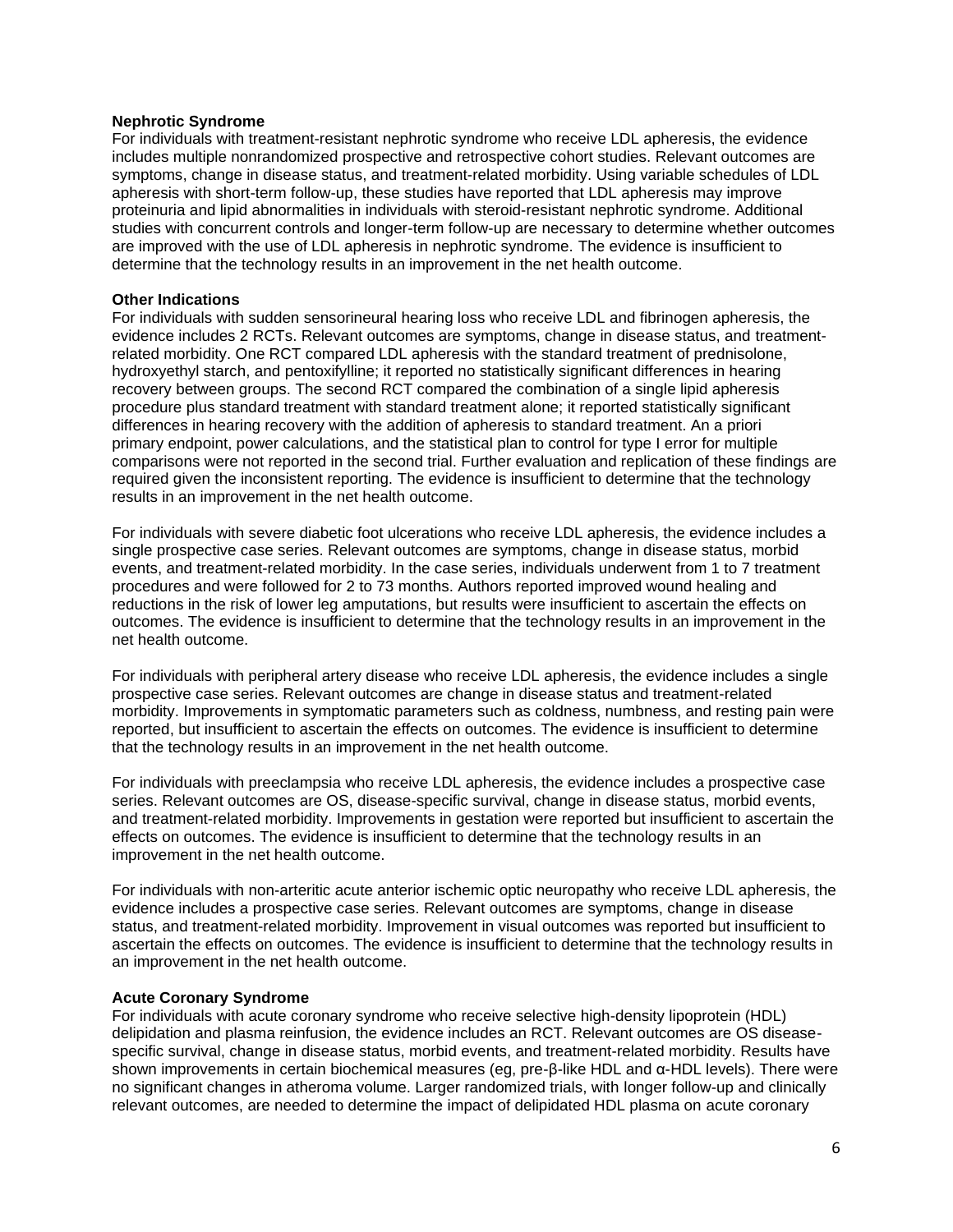**Nephrotic Syndrome**

For individuals with treatment-resistant nephrotic syndrome who receive LDL apheresis, the evidence includes multiple nonrandomized prospective and retrospective cohort studies. Relevant outcomes are symptoms, change in disease status, and treatment-related morbidity. Using variable schedules of LDL apheresis with short-term follow-up, these studies have reported that LDL apheresis may improve proteinuria and lipid abnormalities in individuals with steroid-resistant nephrotic syndrome. Additional studies with concurrent controls and longer-term follow-up are necessary to determine whether outcomes are improved with the use of LDL apheresis in nephrotic syndrome. The evidence is insufficient to determine that the technology results in an improvement in the net health outcome.

**Other Indications**

For individuals with sudden sensorineural hearing loss who receive LDL and fibrinogen apheresis, the evidence includes 2 RCTs. Relevant outcomes are symptoms, change in disease status, and treatment-related morbidity. One RCT compared LDL apheresis with the standard treatment of prednisolone, hydroxyethyl starch, and pentoxifylline; it reported no statistically significant differences in hearing recovery between groups. The second RCT compared the combination of a single lipid apheresis procedure plus standard treatment with standard treatment alone; it reported statistically significant differences in hearing recovery with the addition of apheresis to standard treatment. An a priori primary endpoint, power calculations, and the statistical plan to control for type I error for multiple comparisons were not reported in the second trial. Further evaluation and replication of these findings are required given the inconsistent reporting. The evidence is insufficient to determine that the technology results in an improvement in the net health outcome.

For individuals with severe diabetic foot ulcerations who receive LDL apheresis, the evidence includes a single prospective case series. Relevant outcomes are symptoms, change in disease status, morbid events, and treatment-related morbidity. In the case series, individuals underwent from 1 to 7 treatment procedures and were followed for 2 to 73 months. Authors reported improved wound healing and reductions in the risk of lower leg amputations, but results were insufficient to ascertain the effects on outcomes. The evidence is insufficient to determine that the technology results in an improvement in the net health outcome.

For individuals with peripheral artery disease who receive LDL apheresis, the evidence includes a single prospective case series. Relevant outcomes are change in disease status and treatment-related morbidity. Improvements in symptomatic parameters such as coldness, numbness, and resting pain were reported, but insufficient to ascertain the effects on outcomes. The evidence is insufficient to determine that the technology results in an improvement in the net health outcome.

For individuals with preeclampsia who receive LDL apheresis, the evidence includes a prospective case series. Relevant outcomes are OS, disease-specific survival, change in disease status, morbid events, and treatment-related morbidity. Improvements in gestation were reported but insufficient to ascertain the effects on outcomes. The evidence is insufficient to determine that the technology results in an improvement in the net health outcome.

For individuals with non-arteritic acute anterior ischemic optic neuropathy who receive LDL apheresis, the evidence includes a prospective case series. Relevant outcomes are symptoms, change in disease status, and treatment-related morbidity. Improvement in visual outcomes was reported but insufficient to ascertain the effects on outcomes. The evidence is insufficient to determine that the technology results in an improvement in the net health outcome.

**Acute Coronary Syndrome**

For individuals with acute coronary syndrome who receive selective high-density lipoprotein (HDL) delipidation and plasma reinfusion, the evidence includes an RCT. Relevant outcomes are OS disease-specific survival, change in disease status, morbid events, and treatment-related morbidity. Results have shown improvements in certain biochemical measures (eg, pre-β-like HDL and α-HDL levels). There were no significant changes in atheroma volume. Larger randomized trials, with longer follow-up and clinically relevant outcomes, are needed to determine the impact of delipidated HDL plasma on acute coronary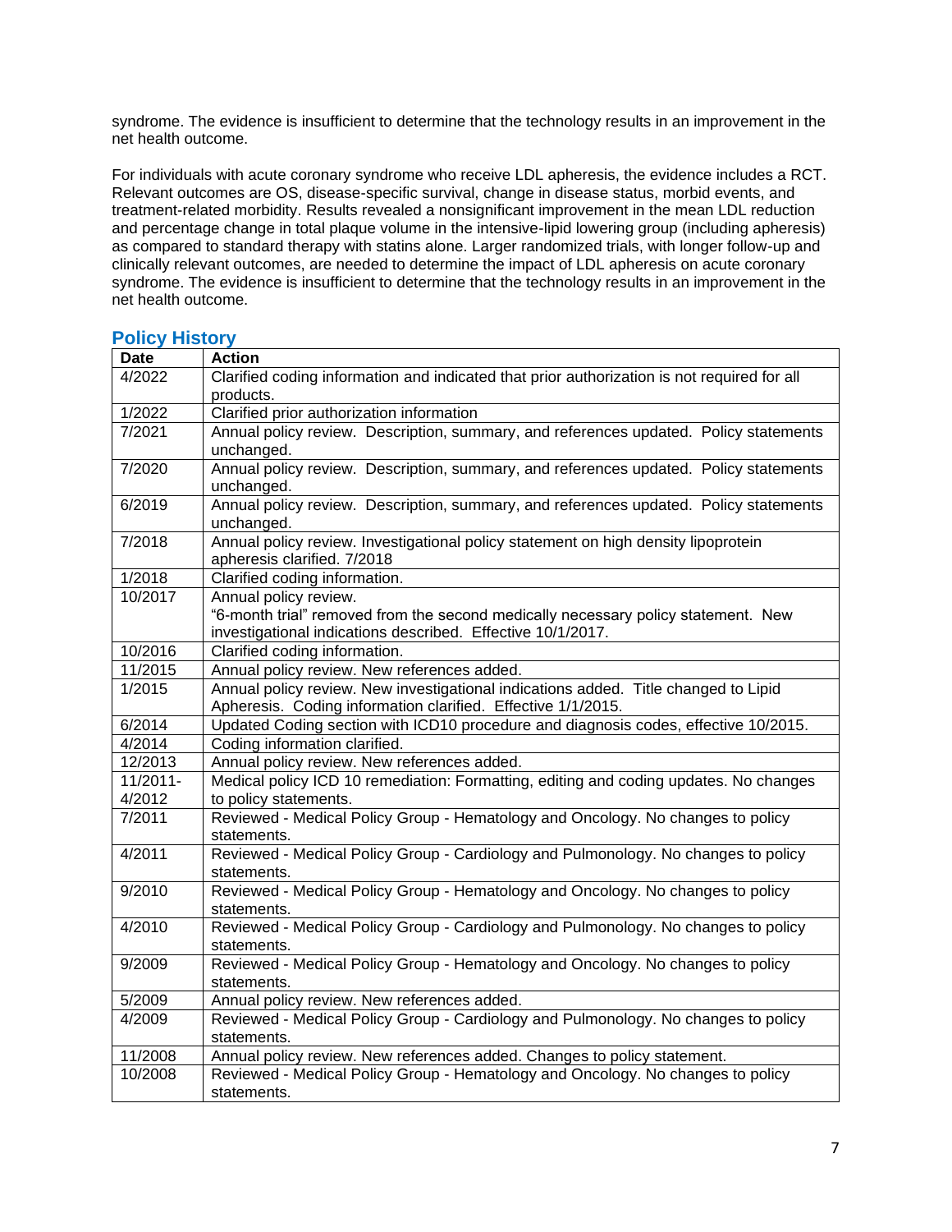syndrome. The evidence is insufficient to determine that the technology results in an improvement in the net health outcome.

For individuals with acute coronary syndrome who receive LDL apheresis, the evidence includes a RCT. Relevant outcomes are OS, disease-specific survival, change in disease status, morbid events, and treatment-related morbidity. Results revealed a nonsignificant improvement in the mean LDL reduction and percentage change in total plaque volume in the intensive-lipid lowering group (including apheresis) as compared to standard therapy with statins alone. Larger randomized trials, with longer follow-up and clinically relevant outcomes, are needed to determine the impact of LDL apheresis on acute coronary syndrome. The evidence is insufficient to determine that the technology results in an improvement in the net health outcome.

## Policy History

| Date | Action |
|---|---|
| 4/2022 | Clarified coding information and indicated that prior authorization is not required for all products. |
| 1/2022 | Clarified prior authorization information |
| 7/2021 | Annual policy review. Description, summary, and references updated. Policy statements unchanged. |
| 7/2020 | Annual policy review. Description, summary, and references updated. Policy statements unchanged. |
| 6/2019 | Annual policy review. Description, summary, and references updated. Policy statements unchanged. |
| 7/2018 | Annual policy review. Investigational policy statement on high density lipoprotein apheresis clarified. 7/2018 |
| 1/2018 | Clarified coding information. |
| 10/2017 | Annual policy review.<br>“6-month trial” removed from the second medically necessary policy statement. New investigational indications described. Effective 10/1/2017. |
| 10/2016 | Clarified coding information. |
| 11/2015 | Annual policy review. New references added. |
| 1/2015 | Annual policy review. New investigational indications added. Title changed to Lipid Apheresis. Coding information clarified. Effective 1/1/2015. |
| 6/2014 | Updated Coding section with ICD10 procedure and diagnosis codes, effective 10/2015. |
| 4/2014 | Coding information clarified. |
| 12/2013 | Annual policy review. New references added. |
| 11/2011-4/2012 | Medical policy ICD 10 remediation: Formatting, editing and coding updates. No changes to policy statements. |
| 7/2011 | Reviewed - Medical Policy Group - Hematology and Oncology. No changes to policy statements. |
| 4/2011 | Reviewed - Medical Policy Group - Cardiology and Pulmonology. No changes to policy statements. |
| 9/2010 | Reviewed - Medical Policy Group - Hematology and Oncology. No changes to policy statements. |
| 4/2010 | Reviewed - Medical Policy Group - Cardiology and Pulmonology. No changes to policy statements. |
| 9/2009 | Reviewed - Medical Policy Group - Hematology and Oncology. No changes to policy statements. |
| 5/2009 | Annual policy review. New references added. |
| 4/2009 | Reviewed - Medical Policy Group - Cardiology and Pulmonology. No changes to policy statements. |
| 11/2008 | Annual policy review. New references added. Changes to policy statement. |
| 10/2008 | Reviewed - Medical Policy Group - Hematology and Oncology. No changes to policy statements. |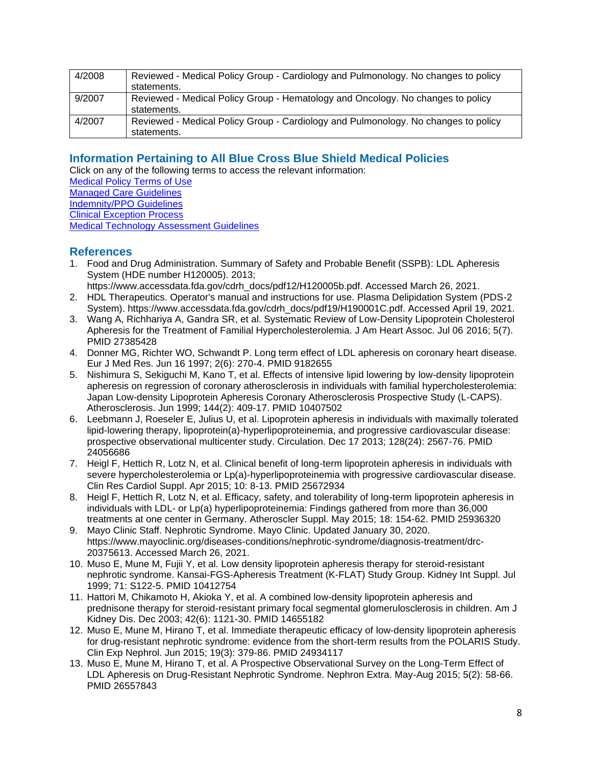| | |
|---|---|
| 4/2008 | Reviewed - Medical Policy Group - Cardiology and Pulmonology. No changes to policy statements. |
| 9/2007 | Reviewed - Medical Policy Group - Hematology and Oncology. No changes to policy statements. |
| 4/2007 | Reviewed - Medical Policy Group - Cardiology and Pulmonology. No changes to policy statements. |

## Information Pertaining to All Blue Cross Blue Shield Medical Policies

Click on any of the following terms to access the relevant information:

Medical Policy Terms of Use
Managed Care Guidelines
Indemnity/PPO Guidelines
Clinical Exception Process
Medical Technology Assessment Guidelines

## References

1. Food and Drug Administration. Summary of Safety and Probable Benefit (SSPB): LDL Apheresis System (HDE number H120005). 2013; https://www.accessdata.fda.gov/cdrh_docs/pdf12/H120005b.pdf. Accessed March 26, 2021.
2. HDL Therapeutics. Operator's manual and instructions for use. Plasma Delipidation System (PDS-2 System). https://www.accessdata.fda.gov/cdrh_docs/pdf19/H190001C.pdf. Accessed April 19, 2021.
3. Wang A, Richhariya A, Gandra SR, et al. Systematic Review of Low-Density Lipoprotein Cholesterol Apheresis for the Treatment of Familial Hypercholesterolemia. J Am Heart Assoc. Jul 06 2016; 5(7). PMID 27385428
4. Donner MG, Richter WO, Schwandt P. Long term effect of LDL apheresis on coronary heart disease. Eur J Med Res. Jun 16 1997; 2(6): 270-4. PMID 9182655
5. Nishimura S, Sekiguchi M, Kano T, et al. Effects of intensive lipid lowering by low-density lipoprotein apheresis on regression of coronary atherosclerosis in individuals with familial hypercholesterolemia: Japan Low-density Lipoprotein Apheresis Coronary Atherosclerosis Prospective Study (L-CAPS). Atherosclerosis. Jun 1999; 144(2): 409-17. PMID 10407502
6. Leebmann J, Roeseler E, Julius U, et al. Lipoprotein apheresis in individuals with maximally tolerated lipid-lowering therapy, lipoprotein(a)-hyperlipoproteinemia, and progressive cardiovascular disease: prospective observational multicenter study. Circulation. Dec 17 2013; 128(24): 2567-76. PMID 24056686
7. Heigl F, Hettich R, Lotz N, et al. Clinical benefit of long-term lipoprotein apheresis in individuals with severe hypercholesterolemia or Lp(a)-hyperlipoproteinemia with progressive cardiovascular disease. Clin Res Cardiol Suppl. Apr 2015; 10: 8-13. PMID 25672934
8. Heigl F, Hettich R, Lotz N, et al. Efficacy, safety, and tolerability of long-term lipoprotein apheresis in individuals with LDL- or Lp(a) hyperlipoproteinemia: Findings gathered from more than 36,000 treatments at one center in Germany. Atheroscler Suppl. May 2015; 18: 154-62. PMID 25936320
9. Mayo Clinic Staff. Nephrotic Syndrome. Mayo Clinic. Updated January 30, 2020. https://www.mayoclinic.org/diseases-conditions/nephrotic-syndrome/diagnosis-treatment/drc-20375613. Accessed March 26, 2021.
10. Muso E, Mune M, Fujii Y, et al. Low density lipoprotein apheresis therapy for steroid-resistant nephrotic syndrome. Kansai-FGS-Apheresis Treatment (K-FLAT) Study Group. Kidney Int Suppl. Jul 1999; 71: S122-5. PMID 10412754
11. Hattori M, Chikamoto H, Akioka Y, et al. A combined low-density lipoprotein apheresis and prednisone therapy for steroid-resistant primary focal segmental glomerulosclerosis in children. Am J Kidney Dis. Dec 2003; 42(6): 1121-30. PMID 14655182
12. Muso E, Mune M, Hirano T, et al. Immediate therapeutic efficacy of low-density lipoprotein apheresis for drug-resistant nephrotic syndrome: evidence from the short-term results from the POLARIS Study. Clin Exp Nephrol. Jun 2015; 19(3): 379-86. PMID 24934117
13. Muso E, Mune M, Hirano T, et al. A Prospective Observational Survey on the Long-Term Effect of LDL Apheresis on Drug-Resistant Nephrotic Syndrome. Nephron Extra. May-Aug 2015; 5(2): 58-66. PMID 26557843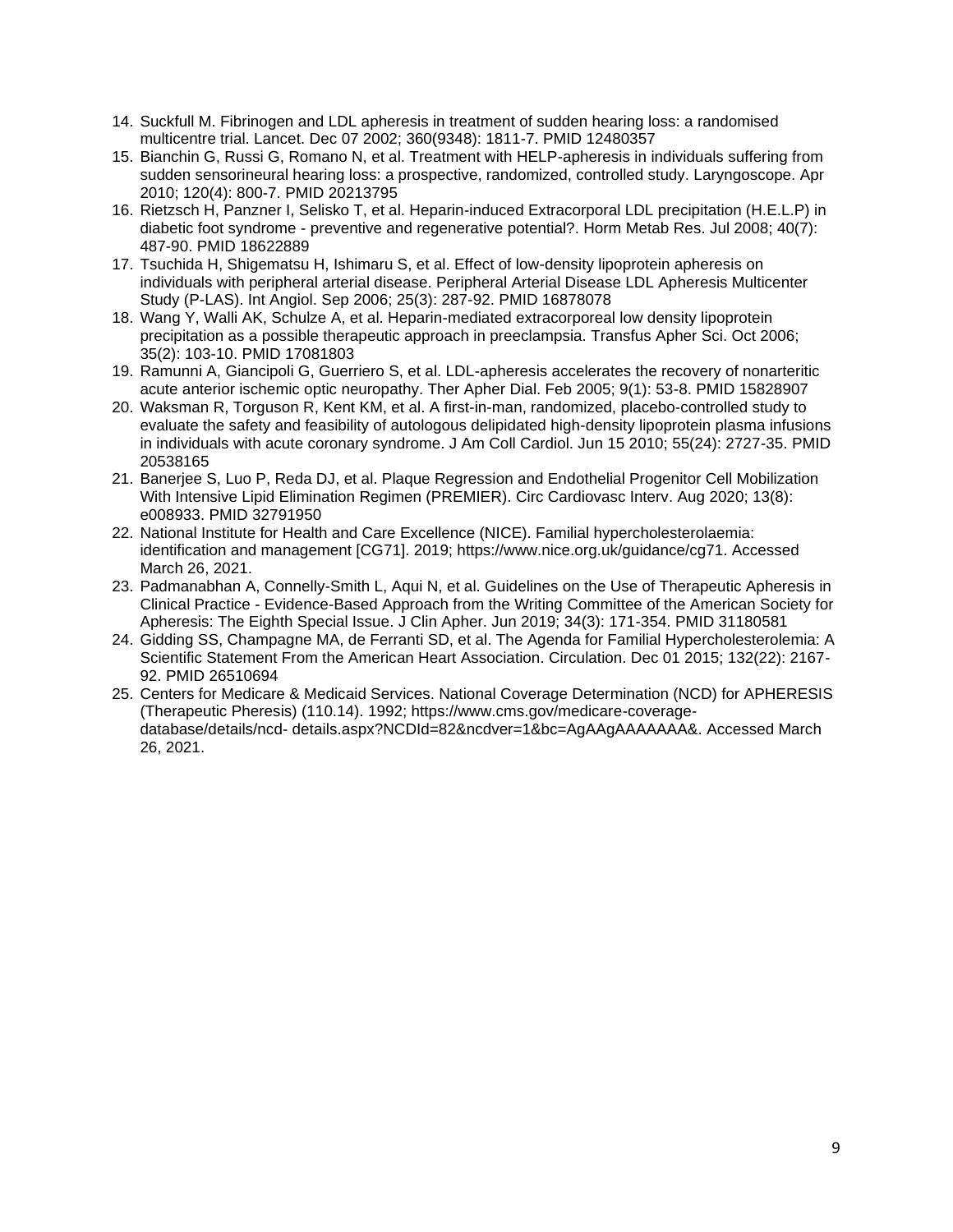14. Suckfull M. Fibrinogen and LDL apheresis in treatment of sudden hearing loss: a randomised multicentre trial. Lancet. Dec 07 2002; 360(9348): 1811-7. PMID 12480357
15. Bianchin G, Russi G, Romano N, et al. Treatment with HELP-apheresis in individuals suffering from sudden sensorineural hearing loss: a prospective, randomized, controlled study. Laryngoscope. Apr 2010; 120(4): 800-7. PMID 20213795
16. Rietzsch H, Panzner I, Selisko T, et al. Heparin-induced Extracorporal LDL precipitation (H.E.L.P) in diabetic foot syndrome - preventive and regenerative potential?. Horm Metab Res. Jul 2008; 40(7): 487-90. PMID 18622889
17. Tsuchida H, Shigematsu H, Ishimaru S, et al. Effect of low-density lipoprotein apheresis on individuals with peripheral arterial disease. Peripheral Arterial Disease LDL Apheresis Multicenter Study (P-LAS). Int Angiol. Sep 2006; 25(3): 287-92. PMID 16878078
18. Wang Y, Walli AK, Schulze A, et al. Heparin-mediated extracorporeal low density lipoprotein precipitation as a possible therapeutic approach in preeclampsia. Transfus Apher Sci. Oct 2006; 35(2): 103-10. PMID 17081803
19. Ramunni A, Giancipoli G, Guerriero S, et al. LDL-apheresis accelerates the recovery of nonarteritic acute anterior ischemic optic neuropathy. Ther Apher Dial. Feb 2005; 9(1): 53-8. PMID 15828907
20. Waksman R, Torguson R, Kent KM, et al. A first-in-man, randomized, placebo-controlled study to evaluate the safety and feasibility of autologous delipidated high-density lipoprotein plasma infusions in individuals with acute coronary syndrome. J Am Coll Cardiol. Jun 15 2010; 55(24): 2727-35. PMID 20538165
21. Banerjee S, Luo P, Reda DJ, et al. Plaque Regression and Endothelial Progenitor Cell Mobilization With Intensive Lipid Elimination Regimen (PREMIER). Circ Cardiovasc Interv. Aug 2020; 13(8): e008933. PMID 32791950
22. National Institute for Health and Care Excellence (NICE). Familial hypercholesterolaemia: identification and management [CG71]. 2019; https://www.nice.org.uk/guidance/cg71. Accessed March 26, 2021.
23. Padmanabhan A, Connelly-Smith L, Aqui N, et al. Guidelines on the Use of Therapeutic Apheresis in Clinical Practice - Evidence-Based Approach from the Writing Committee of the American Society for Apheresis: The Eighth Special Issue. J Clin Apher. Jun 2019; 34(3): 171-354. PMID 31180581
24. Gidding SS, Champagne MA, de Ferranti SD, et al. The Agenda for Familial Hypercholesterolemia: A Scientific Statement From the American Heart Association. Circulation. Dec 01 2015; 132(22): 2167-92. PMID 26510694
25. Centers for Medicare & Medicaid Services. National Coverage Determination (NCD) for APHERESIS (Therapeutic Pheresis) (110.14). 1992; https://www.cms.gov/medicare-coverage-database/details/ncd- details.aspx?NCDId=82&ncdver=1&bc=AgAAgAAAAAAA&. Accessed March 26, 2021.